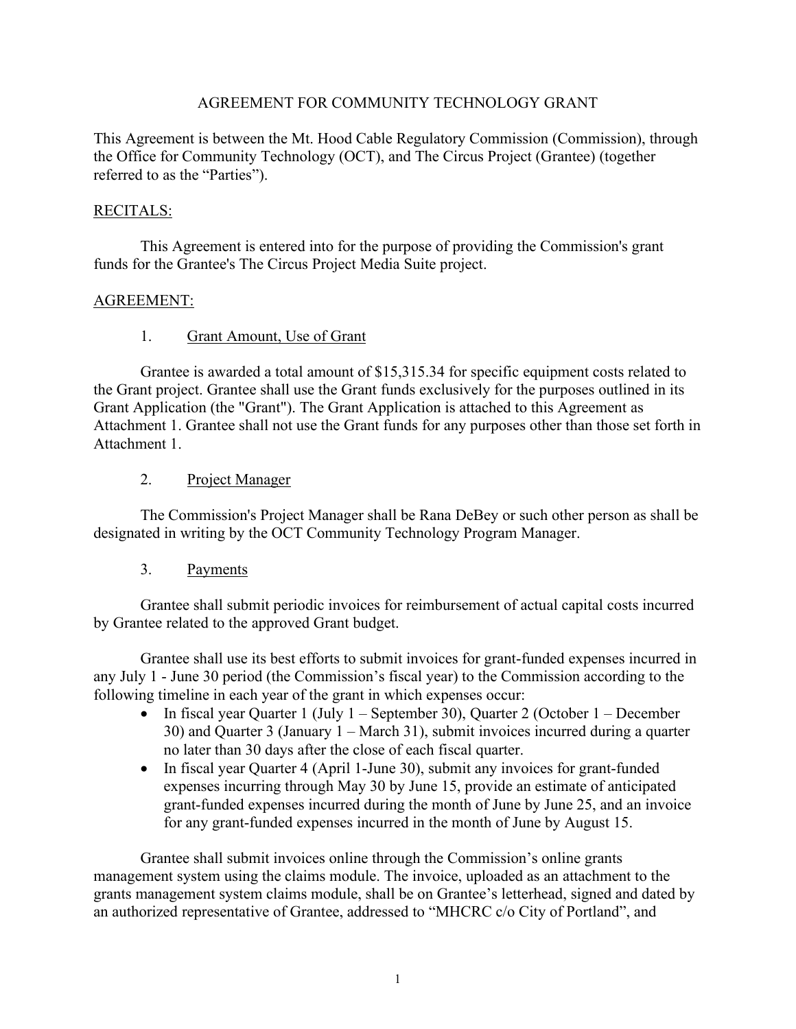# AGREEMENT FOR COMMUNITY TECHNOLOGY GRANT

This Agreement is between the Mt. Hood Cable Regulatory Commission (Commission), through the Office for Community Technology (OCT), and The Circus Project (Grantee) (together referred to as the "Parties").

## RECITALS:

This Agreement is entered into for the purpose of providing the Commission's grant funds for the Grantee's The Circus Project Media Suite project.

## AGREEMENT:

### 1. Grant Amount, Use of Grant

Grantee is awarded a total amount of $15,315.34 for specific equipment costs related to the Grant project. Grantee shall use the Grant funds exclusively for the purposes outlined in its Grant Application (the "Grant"). The Grant Application is attached to this Agreement as Attachment 1. Grantee shall not use the Grant funds for any purposes other than those set forth in Attachment 1.

### 2. Project Manager

The Commission's Project Manager shall be Rana DeBey or such other person as shall be designated in writing by the OCT Community Technology Program Manager.

### 3. Payments

Grantee shall submit periodic invoices for reimbursement of actual capital costs incurred by Grantee related to the approved Grant budget.

Grantee shall use its best efforts to submit invoices for grant-funded expenses incurred in any July 1 - June 30 period (the Commission's fiscal year) to the Commission according to the following timeline in each year of the grant in which expenses occur:

- In fiscal year Quarter 1 (July 1 – September 30), Quarter 2 (October 1 – December 30) and Quarter 3 (January 1 – March 31), submit invoices incurred during a quarter no later than 30 days after the close of each fiscal quarter.
- In fiscal year Quarter 4 (April 1-June 30), submit any invoices for grant-funded expenses incurring through May 30 by June 15, provide an estimate of anticipated grant-funded expenses incurred during the month of June by June 25, and an invoice for any grant-funded expenses incurred in the month of June by August 15.

Grantee shall submit invoices online through the Commission's online grants management system using the claims module. The invoice, uploaded as an attachment to the grants management system claims module, shall be on Grantee's letterhead, signed and dated by an authorized representative of Grantee, addressed to "MHCRC c/o City of Portland", and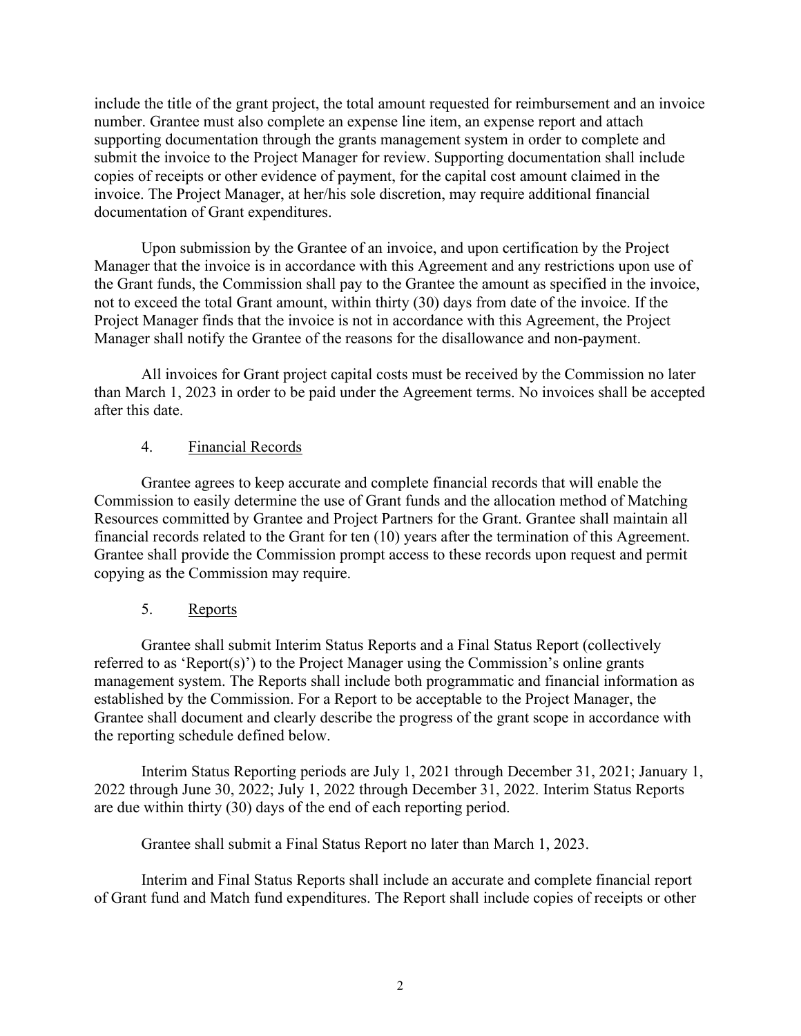include the title of the grant project, the total amount requested for reimbursement and an invoice number. Grantee must also complete an expense line item, an expense report and attach supporting documentation through the grants management system in order to complete and submit the invoice to the Project Manager for review. Supporting documentation shall include copies of receipts or other evidence of payment, for the capital cost amount claimed in the invoice. The Project Manager, at her/his sole discretion, may require additional financial documentation of Grant expenditures.

Upon submission by the Grantee of an invoice, and upon certification by the Project Manager that the invoice is in accordance with this Agreement and any restrictions upon use of the Grant funds, the Commission shall pay to the Grantee the amount as specified in the invoice, not to exceed the total Grant amount, within thirty (30) days from date of the invoice. If the Project Manager finds that the invoice is not in accordance with this Agreement, the Project Manager shall notify the Grantee of the reasons for the disallowance and non-payment.

All invoices for Grant project capital costs must be received by the Commission no later than March 1, 2023 in order to be paid under the Agreement terms. No invoices shall be accepted after this date.

4. Financial Records

Grantee agrees to keep accurate and complete financial records that will enable the Commission to easily determine the use of Grant funds and the allocation method of Matching Resources committed by Grantee and Project Partners for the Grant. Grantee shall maintain all financial records related to the Grant for ten (10) years after the termination of this Agreement. Grantee shall provide the Commission prompt access to these records upon request and permit copying as the Commission may require.

5. Reports

Grantee shall submit Interim Status Reports and a Final Status Report (collectively referred to as 'Report(s)') to the Project Manager using the Commission's online grants management system. The Reports shall include both programmatic and financial information as established by the Commission. For a Report to be acceptable to the Project Manager, the Grantee shall document and clearly describe the progress of the grant scope in accordance with the reporting schedule defined below.

Interim Status Reporting periods are July 1, 2021 through December 31, 2021; January 1, 2022 through June 30, 2022; July 1, 2022 through December 31, 2022. Interim Status Reports are due within thirty (30) days of the end of each reporting period.

Grantee shall submit a Final Status Report no later than March 1, 2023.

Interim and Final Status Reports shall include an accurate and complete financial report of Grant fund and Match fund expenditures. The Report shall include copies of receipts or other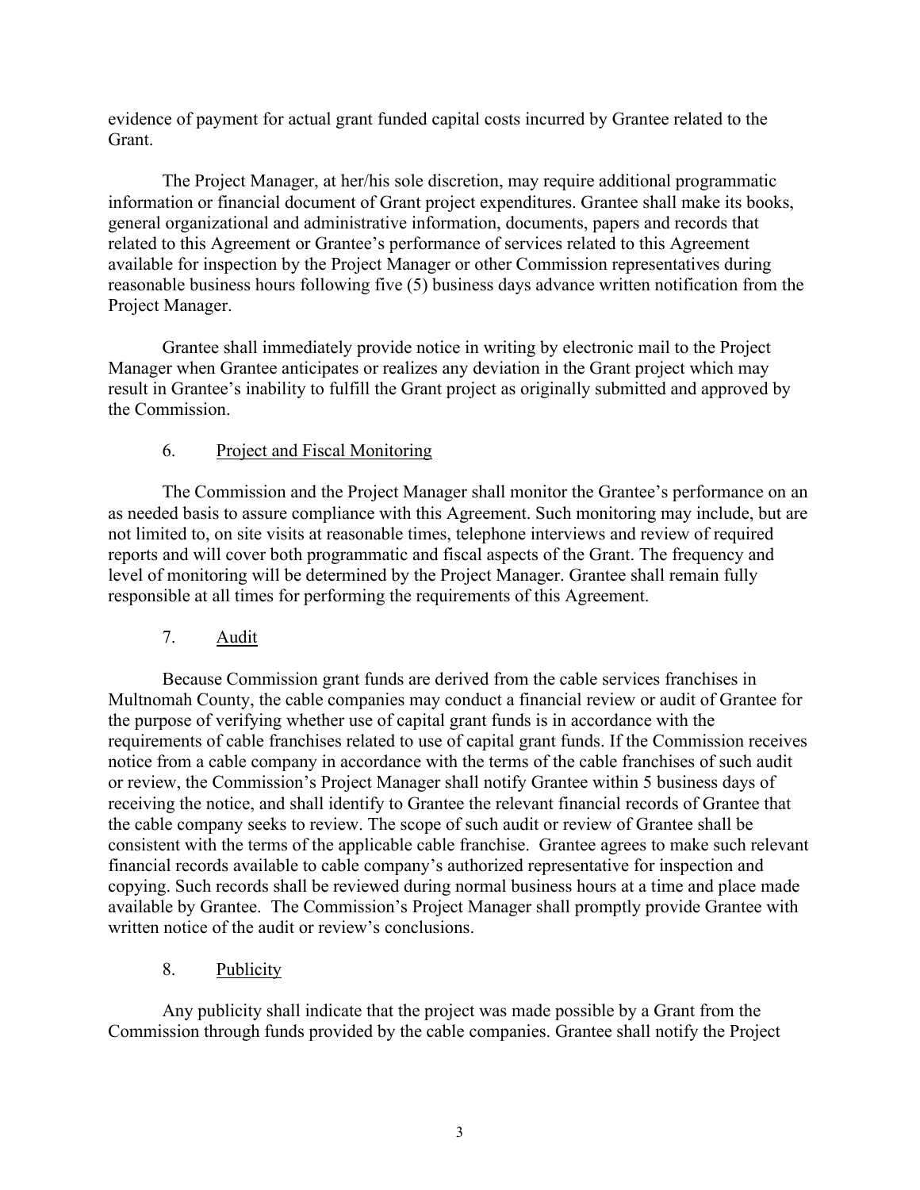evidence of payment for actual grant funded capital costs incurred by Grantee related to the Grant.

The Project Manager, at her/his sole discretion, may require additional programmatic information or financial document of Grant project expenditures. Grantee shall make its books, general organizational and administrative information, documents, papers and records that related to this Agreement or Grantee's performance of services related to this Agreement available for inspection by the Project Manager or other Commission representatives during reasonable business hours following five (5) business days advance written notification from the Project Manager.

Grantee shall immediately provide notice in writing by electronic mail to the Project Manager when Grantee anticipates or realizes any deviation in the Grant project which may result in Grantee's inability to fulfill the Grant project as originally submitted and approved by the Commission.

6. Project and Fiscal Monitoring

The Commission and the Project Manager shall monitor the Grantee's performance on an as needed basis to assure compliance with this Agreement. Such monitoring may include, but are not limited to, on site visits at reasonable times, telephone interviews and review of required reports and will cover both programmatic and fiscal aspects of the Grant. The frequency and level of monitoring will be determined by the Project Manager. Grantee shall remain fully responsible at all times for performing the requirements of this Agreement.

7. Audit

Because Commission grant funds are derived from the cable services franchises in Multnomah County, the cable companies may conduct a financial review or audit of Grantee for the purpose of verifying whether use of capital grant funds is in accordance with the requirements of cable franchises related to use of capital grant funds. If the Commission receives notice from a cable company in accordance with the terms of the cable franchises of such audit or review, the Commission's Project Manager shall notify Grantee within 5 business days of receiving the notice, and shall identify to Grantee the relevant financial records of Grantee that the cable company seeks to review. The scope of such audit or review of Grantee shall be consistent with the terms of the applicable cable franchise. Grantee agrees to make such relevant financial records available to cable company's authorized representative for inspection and copying. Such records shall be reviewed during normal business hours at a time and place made available by Grantee. The Commission's Project Manager shall promptly provide Grantee with written notice of the audit or review's conclusions.

8. Publicity

Any publicity shall indicate that the project was made possible by a Grant from the Commission through funds provided by the cable companies. Grantee shall notify the Project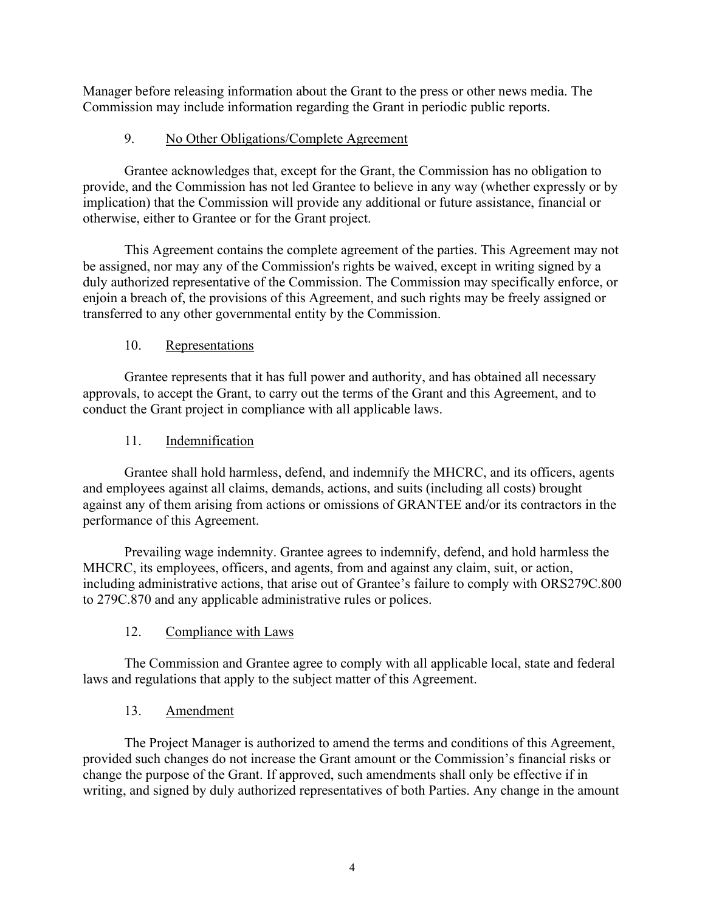Manager before releasing information about the Grant to the press or other news media. The Commission may include information regarding the Grant in periodic public reports.

9. No Other Obligations/Complete Agreement

Grantee acknowledges that, except for the Grant, the Commission has no obligation to provide, and the Commission has not led Grantee to believe in any way (whether expressly or by implication) that the Commission will provide any additional or future assistance, financial or otherwise, either to Grantee or for the Grant project.

This Agreement contains the complete agreement of the parties. This Agreement may not be assigned, nor may any of the Commission's rights be waived, except in writing signed by a duly authorized representative of the Commission. The Commission may specifically enforce, or enjoin a breach of, the provisions of this Agreement, and such rights may be freely assigned or transferred to any other governmental entity by the Commission.

10. Representations

Grantee represents that it has full power and authority, and has obtained all necessary approvals, to accept the Grant, to carry out the terms of the Grant and this Agreement, and to conduct the Grant project in compliance with all applicable laws.

11. Indemnification

Grantee shall hold harmless, defend, and indemnify the MHCRC, and its officers, agents and employees against all claims, demands, actions, and suits (including all costs) brought against any of them arising from actions or omissions of GRANTEE and/or its contractors in the performance of this Agreement.

Prevailing wage indemnity. Grantee agrees to indemnify, defend, and hold harmless the MHCRC, its employees, officers, and agents, from and against any claim, suit, or action, including administrative actions, that arise out of Grantee's failure to comply with ORS279C.800 to 279C.870 and any applicable administrative rules or polices.

12. Compliance with Laws

The Commission and Grantee agree to comply with all applicable local, state and federal laws and regulations that apply to the subject matter of this Agreement.

13. Amendment

The Project Manager is authorized to amend the terms and conditions of this Agreement, provided such changes do not increase the Grant amount or the Commission's financial risks or change the purpose of the Grant. If approved, such amendments shall only be effective if in writing, and signed by duly authorized representatives of both Parties. Any change in the amount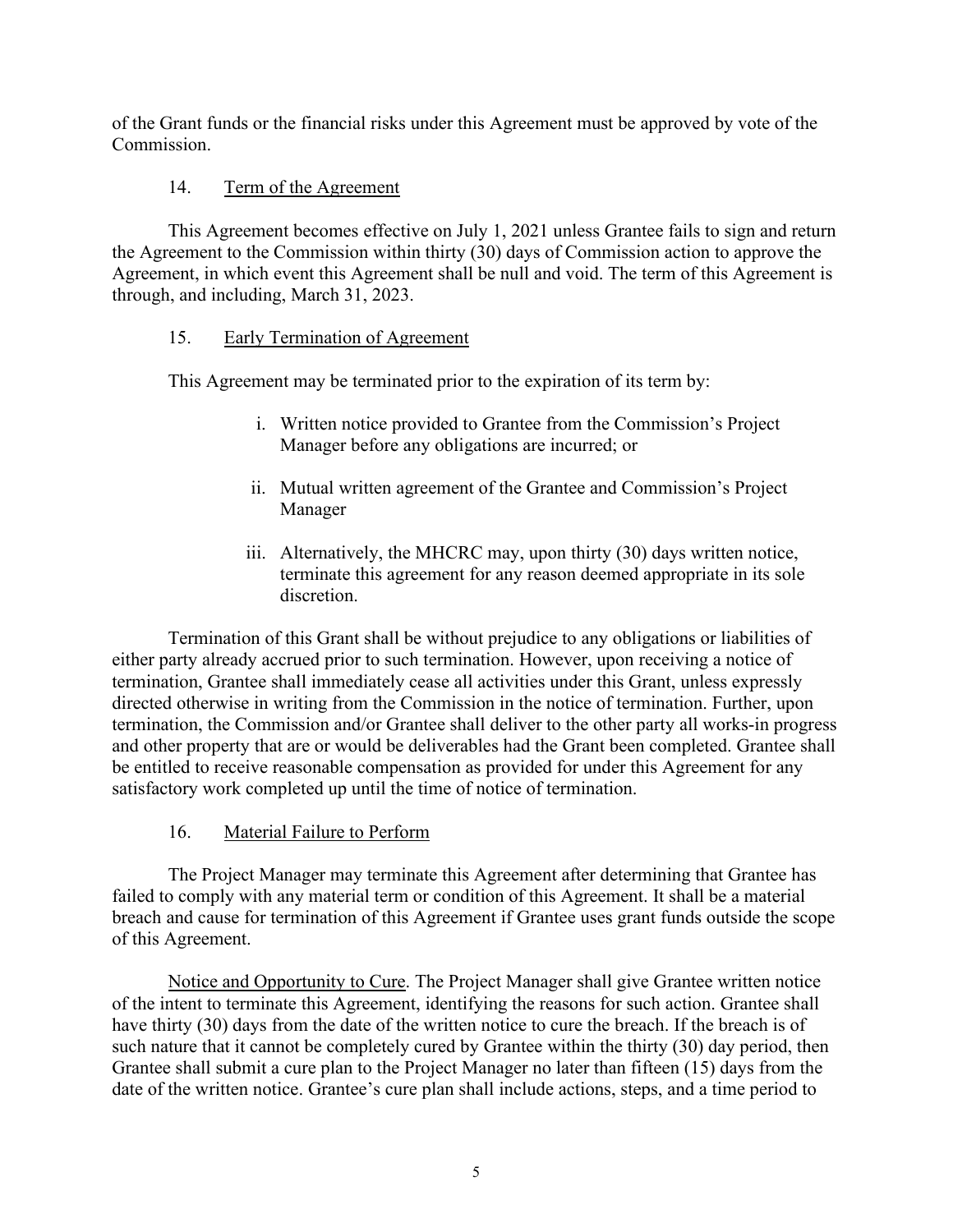of the Grant funds or the financial risks under this Agreement must be approved by vote of the Commission.

14. Term of the Agreement

This Agreement becomes effective on July 1, 2021 unless Grantee fails to sign and return the Agreement to the Commission within thirty (30) days of Commission action to approve the Agreement, in which event this Agreement shall be null and void. The term of this Agreement is through, and including, March 31, 2023.

15. Early Termination of Agreement

This Agreement may be terminated prior to the expiration of its term by:

i. Written notice provided to Grantee from the Commission's Project Manager before any obligations are incurred; or

ii. Mutual written agreement of the Grantee and Commission's Project Manager

iii. Alternatively, the MHCRC may, upon thirty (30) days written notice, terminate this agreement for any reason deemed appropriate in its sole discretion.

Termination of this Grant shall be without prejudice to any obligations or liabilities of either party already accrued prior to such termination. However, upon receiving a notice of termination, Grantee shall immediately cease all activities under this Grant, unless expressly directed otherwise in writing from the Commission in the notice of termination. Further, upon termination, the Commission and/or Grantee shall deliver to the other party all works-in progress and other property that are or would be deliverables had the Grant been completed. Grantee shall be entitled to receive reasonable compensation as provided for under this Agreement for any satisfactory work completed up until the time of notice of termination.

16. Material Failure to Perform

The Project Manager may terminate this Agreement after determining that Grantee has failed to comply with any material term or condition of this Agreement. It shall be a material breach and cause for termination of this Agreement if Grantee uses grant funds outside the scope of this Agreement.

Notice and Opportunity to Cure. The Project Manager shall give Grantee written notice of the intent to terminate this Agreement, identifying the reasons for such action. Grantee shall have thirty (30) days from the date of the written notice to cure the breach. If the breach is of such nature that it cannot be completely cured by Grantee within the thirty (30) day period, then Grantee shall submit a cure plan to the Project Manager no later than fifteen (15) days from the date of the written notice. Grantee's cure plan shall include actions, steps, and a time period to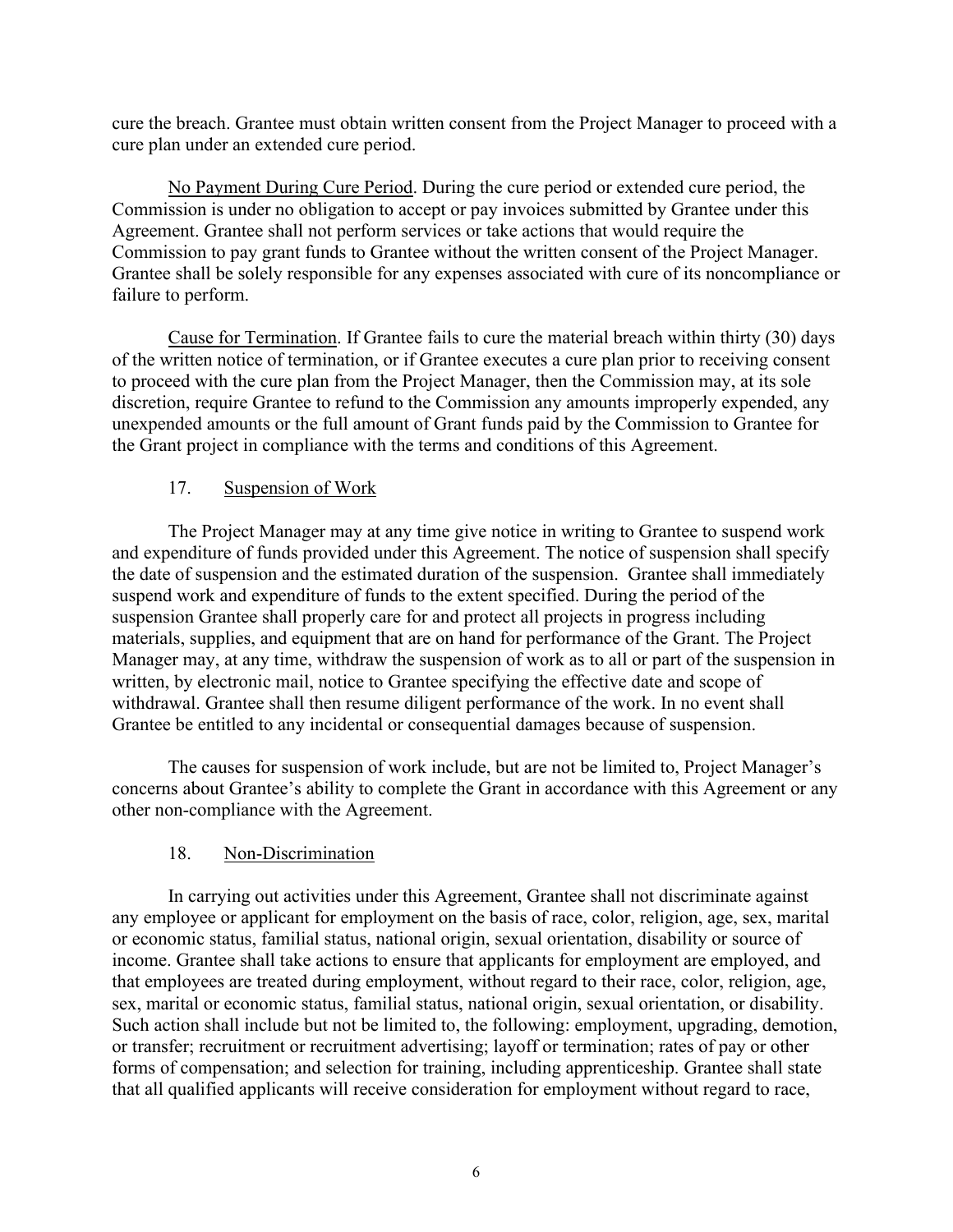cure the breach. Grantee must obtain written consent from the Project Manager to proceed with a cure plan under an extended cure period.

No Payment During Cure Period. During the cure period or extended cure period, the Commission is under no obligation to accept or pay invoices submitted by Grantee under this Agreement. Grantee shall not perform services or take actions that would require the Commission to pay grant funds to Grantee without the written consent of the Project Manager. Grantee shall be solely responsible for any expenses associated with cure of its noncompliance or failure to perform.

Cause for Termination. If Grantee fails to cure the material breach within thirty (30) days of the written notice of termination, or if Grantee executes a cure plan prior to receiving consent to proceed with the cure plan from the Project Manager, then the Commission may, at its sole discretion, require Grantee to refund to the Commission any amounts improperly expended, any unexpended amounts or the full amount of Grant funds paid by the Commission to Grantee for the Grant project in compliance with the terms and conditions of this Agreement.

## 17. Suspension of Work

The Project Manager may at any time give notice in writing to Grantee to suspend work and expenditure of funds provided under this Agreement. The notice of suspension shall specify the date of suspension and the estimated duration of the suspension. Grantee shall immediately suspend work and expenditure of funds to the extent specified. During the period of the suspension Grantee shall properly care for and protect all projects in progress including materials, supplies, and equipment that are on hand for performance of the Grant. The Project Manager may, at any time, withdraw the suspension of work as to all or part of the suspension in written, by electronic mail, notice to Grantee specifying the effective date and scope of withdrawal. Grantee shall then resume diligent performance of the work. In no event shall Grantee be entitled to any incidental or consequential damages because of suspension.

The causes for suspension of work include, but are not be limited to, Project Manager's concerns about Grantee's ability to complete the Grant in accordance with this Agreement or any other non-compliance with the Agreement.

## 18. Non-Discrimination

In carrying out activities under this Agreement, Grantee shall not discriminate against any employee or applicant for employment on the basis of race, color, religion, age, sex, marital or economic status, familial status, national origin, sexual orientation, disability or source of income. Grantee shall take actions to ensure that applicants for employment are employed, and that employees are treated during employment, without regard to their race, color, religion, age, sex, marital or economic status, familial status, national origin, sexual orientation, or disability. Such action shall include but not be limited to, the following: employment, upgrading, demotion, or transfer; recruitment or recruitment advertising; layoff or termination; rates of pay or other forms of compensation; and selection for training, including apprenticeship. Grantee shall state that all qualified applicants will receive consideration for employment without regard to race,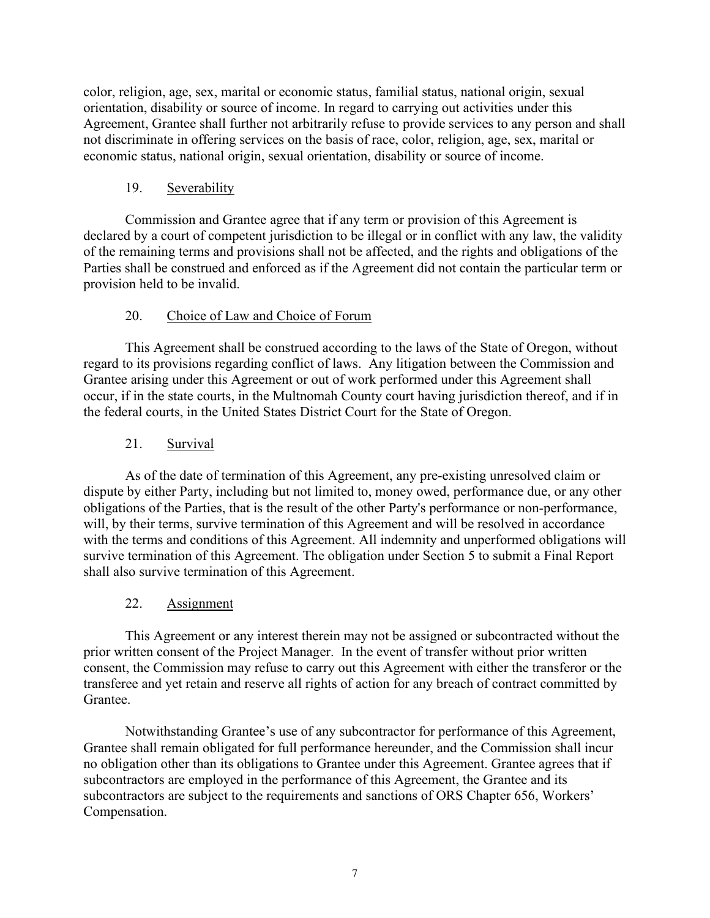color, religion, age, sex, marital or economic status, familial status, national origin, sexual orientation, disability or source of income. In regard to carrying out activities under this Agreement, Grantee shall further not arbitrarily refuse to provide services to any person and shall not discriminate in offering services on the basis of race, color, religion, age, sex, marital or economic status, national origin, sexual orientation, disability or source of income.

## 19. Severability

Commission and Grantee agree that if any term or provision of this Agreement is declared by a court of competent jurisdiction to be illegal or in conflict with any law, the validity of the remaining terms and provisions shall not be affected, and the rights and obligations of the Parties shall be construed and enforced as if the Agreement did not contain the particular term or provision held to be invalid.

## 20. Choice of Law and Choice of Forum

This Agreement shall be construed according to the laws of the State of Oregon, without regard to its provisions regarding conflict of laws. Any litigation between the Commission and Grantee arising under this Agreement or out of work performed under this Agreement shall occur, if in the state courts, in the Multnomah County court having jurisdiction thereof, and if in the federal courts, in the United States District Court for the State of Oregon.

## 21. Survival

As of the date of termination of this Agreement, any pre-existing unresolved claim or dispute by either Party, including but not limited to, money owed, performance due, or any other obligations of the Parties, that is the result of the other Party's performance or non-performance, will, by their terms, survive termination of this Agreement and will be resolved in accordance with the terms and conditions of this Agreement. All indemnity and unperformed obligations will survive termination of this Agreement. The obligation under Section 5 to submit a Final Report shall also survive termination of this Agreement.

## 22. Assignment

This Agreement or any interest therein may not be assigned or subcontracted without the prior written consent of the Project Manager. In the event of transfer without prior written consent, the Commission may refuse to carry out this Agreement with either the transferor or the transferee and yet retain and reserve all rights of action for any breach of contract committed by Grantee.

Notwithstanding Grantee's use of any subcontractor for performance of this Agreement, Grantee shall remain obligated for full performance hereunder, and the Commission shall incur no obligation other than its obligations to Grantee under this Agreement. Grantee agrees that if subcontractors are employed in the performance of this Agreement, the Grantee and its subcontractors are subject to the requirements and sanctions of ORS Chapter 656, Workers' Compensation.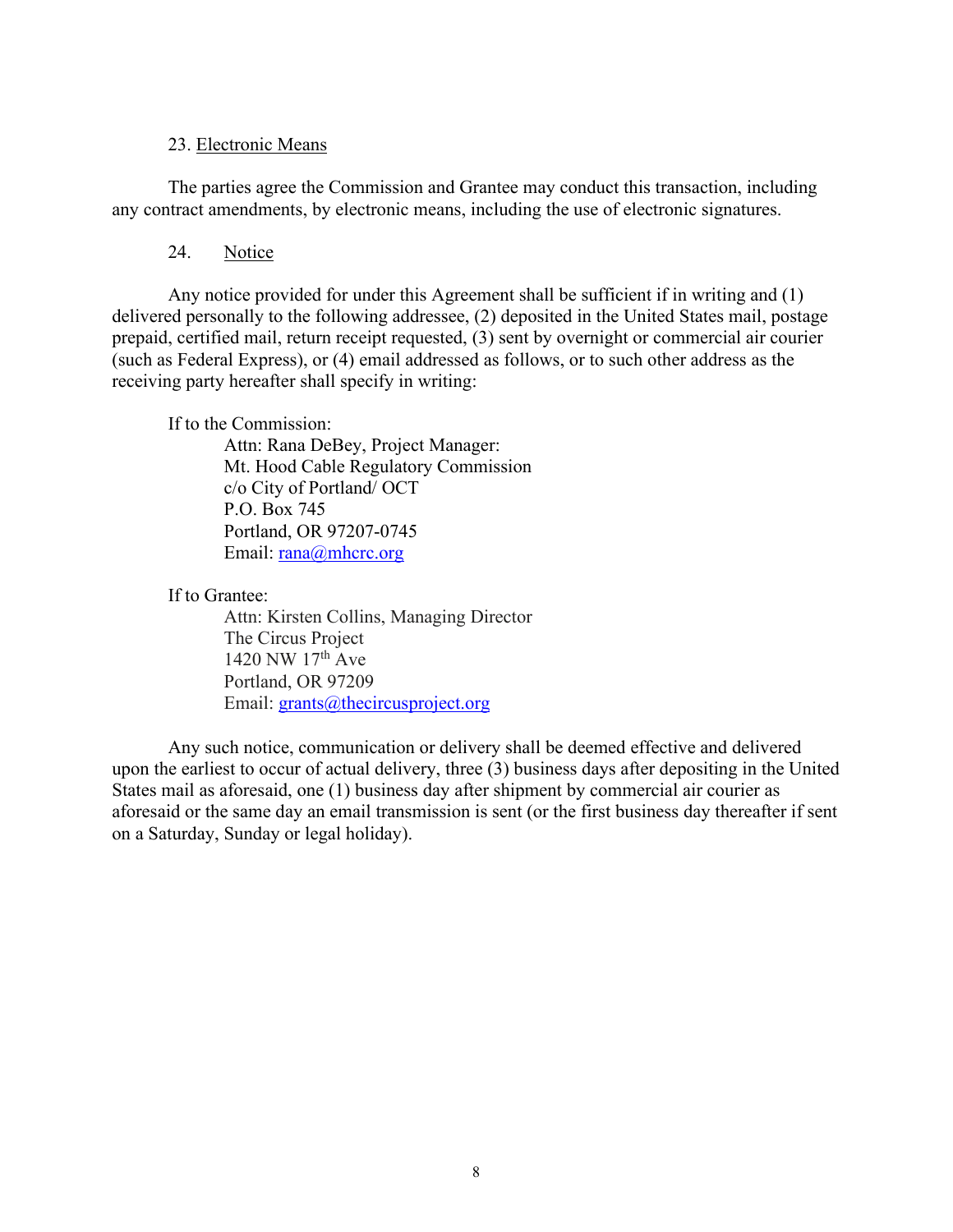23. <u>Electronic Means</u>

The parties agree the Commission and Grantee may conduct this transaction, including any contract amendments, by electronic means, including the use of electronic signatures.

24. <u>Notice</u>

Any notice provided for under this Agreement shall be sufficient if in writing and (1) delivered personally to the following addressee, (2) deposited in the United States mail, postage prepaid, certified mail, return receipt requested, (3) sent by overnight or commercial air courier (such as Federal Express), or (4) email addressed as follows, or to such other address as the receiving party hereafter shall specify in writing:

If to the Commission:

> Attn: Rana DeBey, Project Manager:
> Mt. Hood Cable Regulatory Commission
> c/o City of Portland/ OCT
> P.O. Box 745
> Portland, OR 97207-0745
> Email: rana@mhcrc.org

If to Grantee:

> Attn: Kirsten Collins, Managing Director
> The Circus Project
> 1420 NW 17th Ave
> Portland, OR 97209
> Email: grants@thecircusproject.org

Any such notice, communication or delivery shall be deemed effective and delivered upon the earliest to occur of actual delivery, three (3) business days after depositing in the United States mail as aforesaid, one (1) business day after shipment by commercial air courier as aforesaid or the same day an email transmission is sent (or the first business day thereafter if sent on a Saturday, Sunday or legal holiday).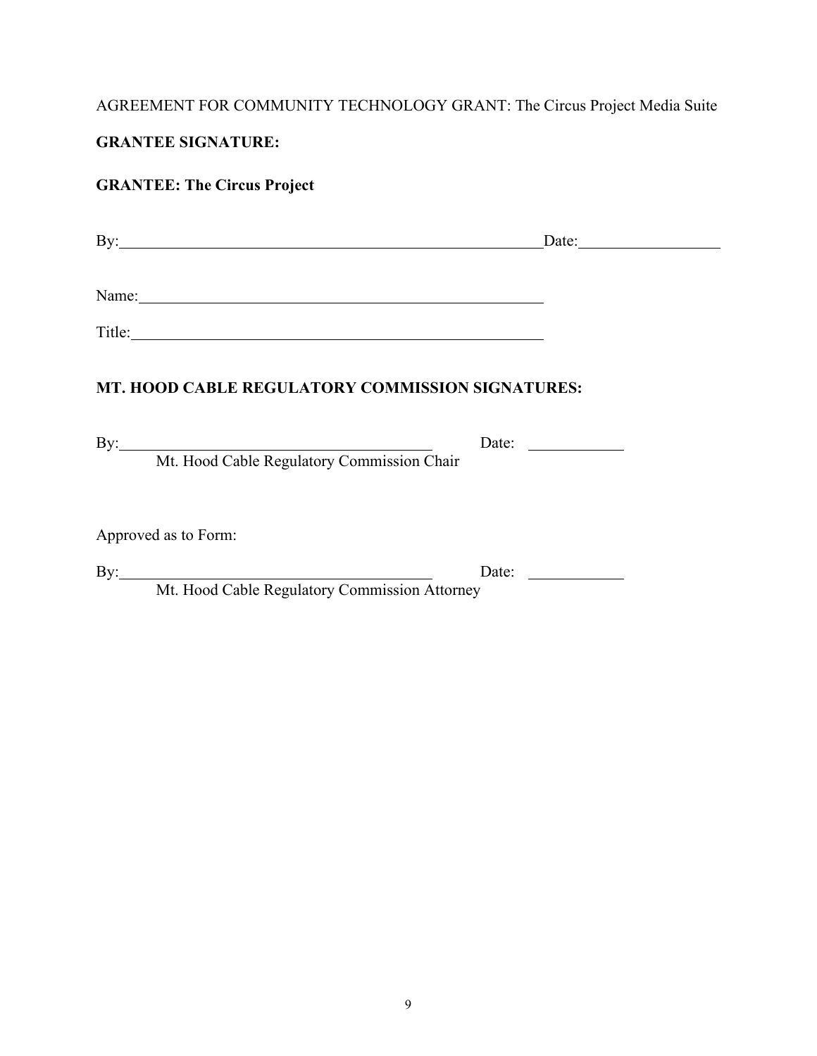AGREEMENT FOR COMMUNITY TECHNOLOGY GRANT: The Circus Project Media Suite

**GRANTEE SIGNATURE:**

**GRANTEE: The Circus Project**

By:\_\_\_\_\_\_\_\_\_\_\_\_\_\_\_\_\_\_\_\_\_\_\_\_\_\_\_\_\_\_\_\_\_\_\_\_\_\_\_\_\_\_\_\_\_\_\_\_\_\_\_\_Date:\_\_\_\_\_\_\_\_\_\_\_\_\_\_\_\_\_\_

Name:\_\_\_\_\_\_\_\_\_\_\_\_\_\_\_\_\_\_\_\_\_\_\_\_\_\_\_\_\_\_\_\_\_\_\_\_\_\_\_\_\_\_\_\_\_\_\_\_\_\_

Title:\_\_\_\_\_\_\_\_\_\_\_\_\_\_\_\_\_\_\_\_\_\_\_\_\_\_\_\_\_\_\_\_\_\_\_\_\_\_\_\_\_\_\_\_\_\_\_\_\_\_\_

**MT. HOOD CABLE REGULATORY COMMISSION SIGNATURES:**

By:\_\_\_\_\_\_\_\_\_\_\_\_\_\_\_\_\_\_\_\_\_\_\_\_\_\_\_\_\_\_\_\_\_\_\_\_\_\_\_\_ Date: \_\_\_\_\_\_\_\_\_\_\_\_
Mt. Hood Cable Regulatory Commission Chair

Approved as to Form:

By:\_\_\_\_\_\_\_\_\_\_\_\_\_\_\_\_\_\_\_\_\_\_\_\_\_\_\_\_\_\_\_\_\_\_\_\_\_\_\_\_ Date: \_\_\_\_\_\_\_\_\_\_\_\_
Mt. Hood Cable Regulatory Commission Attorney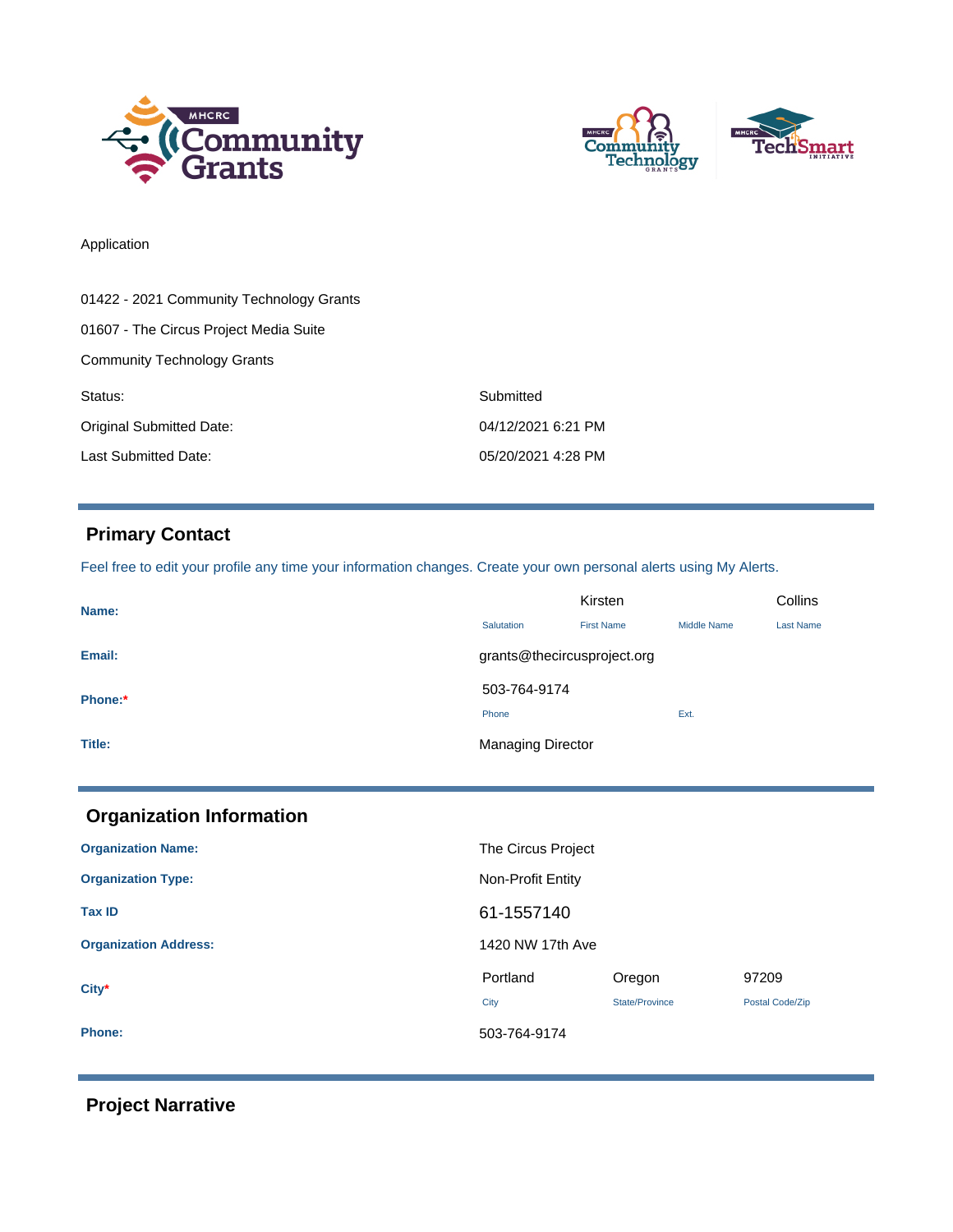Application

01422 - 2021 Community Technology Grants

01607 - The Circus Project Media Suite

Community Technology Grants

| | |
|---|---|
| Status: | Submitted |
| Original Submitted Date: | 04/12/2021 6:21 PM |
| Last Submitted Date: | 05/20/2021 4:28 PM |

## Primary Contact

Feel free to edit your profile any time your information changes. Create your own personal alerts using My Alerts.

| | Salutation | First Name | Middle Name | Last Name |
|---|---|---|---|---|
| **Name:** | | Kirsten | | Collins |

**Email:** grants@thecircusproject.org

| | Phone | Ext. |
|---|---|---|
| **Phone:*** | 503-764-9174 | |

**Title:** Managing Director

## Organization Information

**Organization Name:** The Circus Project

**Organization Type:** Non-Profit Entity

**Tax ID** 61-1557140

**Organization Address:** 1420 NW 17th Ave

| | City | State/Province | Postal Code/Zip |
|---|---|---|---|
| **City*** | Portland | Oregon | 97209 |

**Phone:** 503-764-9174

## Project Narrative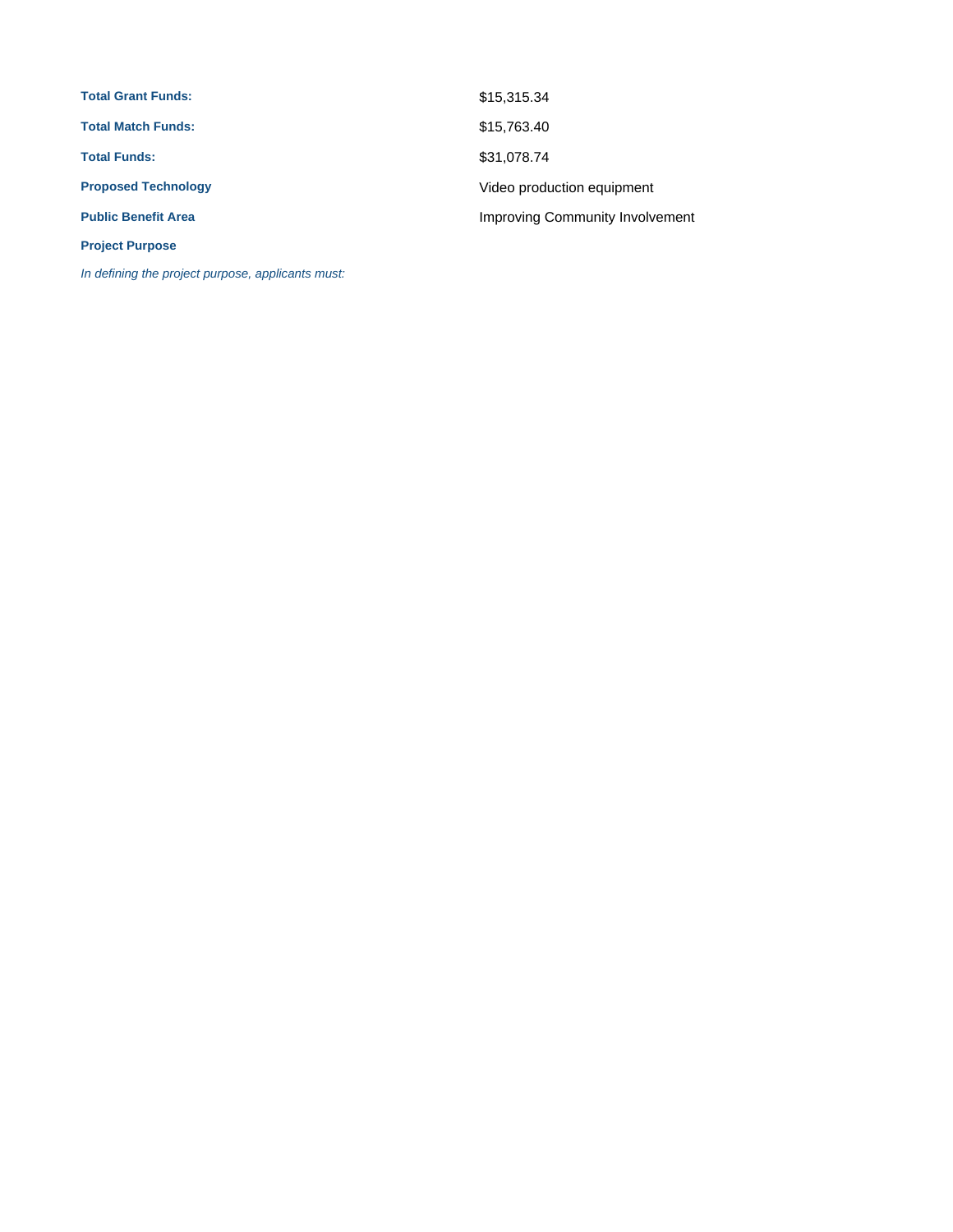| | |
|---|---|
| **Total Grant Funds:** | $15,315.34 |
| **Total Match Funds:** | $15,763.40 |
| **Total Funds:** | $31,078.74 |
| **Proposed Technology** | Video production equipment |
| **Public Benefit Area** | Improving Community Involvement |

**Project Purpose**

*In defining the project purpose, applicants must:*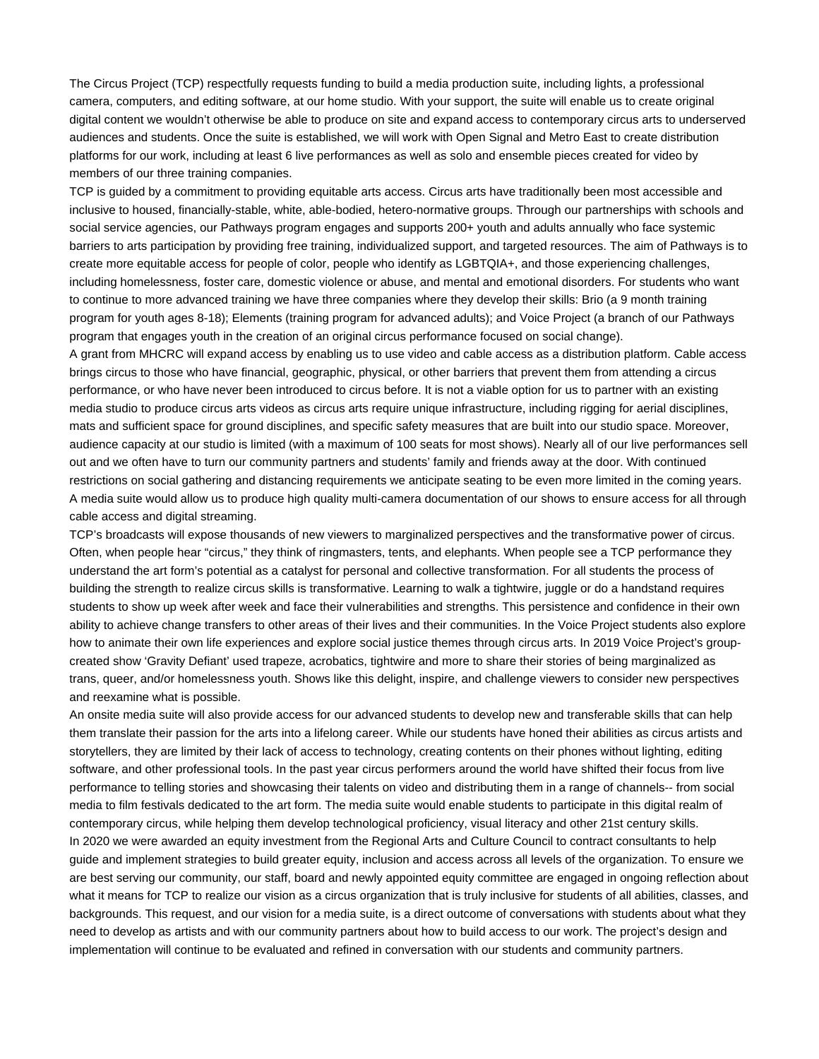The Circus Project (TCP) respectfully requests funding to build a media production suite, including lights, a professional camera, computers, and editing software, at our home studio. With your support, the suite will enable us to create original digital content we wouldn't otherwise be able to produce on site and expand access to contemporary circus arts to underserved audiences and students. Once the suite is established, we will work with Open Signal and Metro East to create distribution platforms for our work, including at least 6 live performances as well as solo and ensemble pieces created for video by members of our three training companies.

TCP is guided by a commitment to providing equitable arts access. Circus arts have traditionally been most accessible and inclusive to housed, financially-stable, white, able-bodied, hetero-normative groups. Through our partnerships with schools and social service agencies, our Pathways program engages and supports 200+ youth and adults annually who face systemic barriers to arts participation by providing free training, individualized support, and targeted resources. The aim of Pathways is to create more equitable access for people of color, people who identify as LGBTQIA+, and those experiencing challenges, including homelessness, foster care, domestic violence or abuse, and mental and emotional disorders. For students who want to continue to more advanced training we have three companies where they develop their skills: Brio (a 9 month training program for youth ages 8-18); Elements (training program for advanced adults); and Voice Project (a branch of our Pathways program that engages youth in the creation of an original circus performance focused on social change).

A grant from MHCRC will expand access by enabling us to use video and cable access as a distribution platform. Cable access brings circus to those who have financial, geographic, physical, or other barriers that prevent them from attending a circus performance, or who have never been introduced to circus before. It is not a viable option for us to partner with an existing media studio to produce circus arts videos as circus arts require unique infrastructure, including rigging for aerial disciplines, mats and sufficient space for ground disciplines, and specific safety measures that are built into our studio space. Moreover, audience capacity at our studio is limited (with a maximum of 100 seats for most shows). Nearly all of our live performances sell out and we often have to turn our community partners and students' family and friends away at the door. With continued restrictions on social gathering and distancing requirements we anticipate seating to be even more limited in the coming years. A media suite would allow us to produce high quality multi-camera documentation of our shows to ensure access for all through cable access and digital streaming.

TCP's broadcasts will expose thousands of new viewers to marginalized perspectives and the transformative power of circus. Often, when people hear "circus," they think of ringmasters, tents, and elephants. When people see a TCP performance they understand the art form's potential as a catalyst for personal and collective transformation. For all students the process of building the strength to realize circus skills is transformative. Learning to walk a tightwire, juggle or do a handstand requires students to show up week after week and face their vulnerabilities and strengths. This persistence and confidence in their own ability to achieve change transfers to other areas of their lives and their communities. In the Voice Project students also explore how to animate their own life experiences and explore social justice themes through circus arts. In 2019 Voice Project's group-created show 'Gravity Defiant' used trapeze, acrobatics, tightwire and more to share their stories of being marginalized as trans, queer, and/or homelessness youth. Shows like this delight, inspire, and challenge viewers to consider new perspectives and reexamine what is possible.

An onsite media suite will also provide access for our advanced students to develop new and transferable skills that can help them translate their passion for the arts into a lifelong career. While our students have honed their abilities as circus artists and storytellers, they are limited by their lack of access to technology, creating contents on their phones without lighting, editing software, and other professional tools. In the past year circus performers around the world have shifted their focus from live performance to telling stories and showcasing their talents on video and distributing them in a range of channels-- from social media to film festivals dedicated to the art form. The media suite would enable students to participate in this digital realm of contemporary circus, while helping them develop technological proficiency, visual literacy and other 21st century skills.

In 2020 we were awarded an equity investment from the Regional Arts and Culture Council to contract consultants to help guide and implement strategies to build greater equity, inclusion and access across all levels of the organization. To ensure we are best serving our community, our staff, board and newly appointed equity committee are engaged in ongoing reflection about what it means for TCP to realize our vision as a circus organization that is truly inclusive for students of all abilities, classes, and backgrounds. This request, and our vision for a media suite, is a direct outcome of conversations with students about what they need to develop as artists and with our community partners about how to build access to our work. The project's design and implementation will continue to be evaluated and refined in conversation with our students and community partners.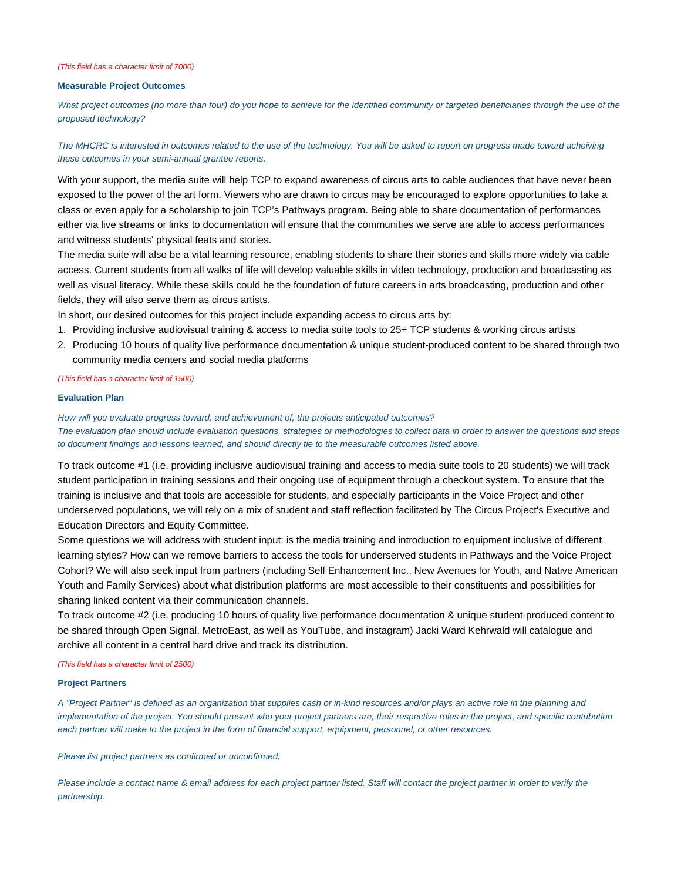*(This field has a character limit of 7000)*

**Measurable Project Outcomes**

*What project outcomes (no more than four) do you hope to achieve for the identified community or targeted beneficiaries through the use of the proposed technology?*

*The MHCRC is interested in outcomes related to the use of the technology. You will be asked to report on progress made toward acheiving these outcomes in your semi-annual grantee reports.*

With your support, the media suite will help TCP to expand awareness of circus arts to cable audiences that have never been exposed to the power of the art form. Viewers who are drawn to circus may be encouraged to explore opportunities to take a class or even apply for a scholarship to join TCP's Pathways program. Being able to share documentation of performances either via live streams or links to documentation will ensure that the communities we serve are able to access performances and witness students' physical feats and stories.

The media suite will also be a vital learning resource, enabling students to share their stories and skills more widely via cable access. Current students from all walks of life will develop valuable skills in video technology, production and broadcasting as well as visual literacy. While these skills could be the foundation of future careers in arts broadcasting, production and other fields, they will also serve them as circus artists.

In short, our desired outcomes for this project include expanding access to circus arts by:

1. Providing inclusive audiovisual training & access to media suite tools to 25+ TCP students & working circus artists
2. Producing 10 hours of quality live performance documentation & unique student-produced content to be shared through two community media centers and social media platforms

*(This field has a character limit of 1500)*

**Evaluation Plan**

*How will you evaluate progress toward, and achievement of, the projects anticipated outcomes?*
*The evaluation plan should include evaluation questions, strategies or methodologies to collect data in order to answer the questions and steps to document findings and lessons learned, and should directly tie to the measurable outcomes listed above.*

To track outcome #1 (i.e. providing inclusive audiovisual training and access to media suite tools to 20 students) we will track student participation in training sessions and their ongoing use of equipment through a checkout system. To ensure that the training is inclusive and that tools are accessible for students, and especially participants in the Voice Project and other underserved populations, we will rely on a mix of student and staff reflection facilitated by The Circus Project's Executive and Education Directors and Equity Committee.

Some questions we will address with student input: is the media training and introduction to equipment inclusive of different learning styles? How can we remove barriers to access the tools for underserved students in Pathways and the Voice Project Cohort? We will also seek input from partners (including Self Enhancement Inc., New Avenues for Youth, and Native American Youth and Family Services) about what distribution platforms are most accessible to their constituents and possibilities for sharing linked content via their communication channels.

To track outcome #2 (i.e. producing 10 hours of quality live performance documentation & unique student-produced content to be shared through Open Signal, MetroEast, as well as YouTube, and instagram) Jacki Ward Kehrwald will catalogue and archive all content in a central hard drive and track its distribution.

*(This field has a character limit of 2500)*

**Project Partners**

*A "Project Partner" is defined as an organization that supplies cash or in-kind resources and/or plays an active role in the planning and implementation of the project. You should present who your project partners are, their respective roles in the project, and specific contribution each partner will make to the project in the form of financial support, equipment, personnel, or other resources.*

*Please list project partners as confirmed or unconfirmed.*

*Please include a contact name & email address for each project partner listed. Staff will contact the project partner in order to verify the partnership.*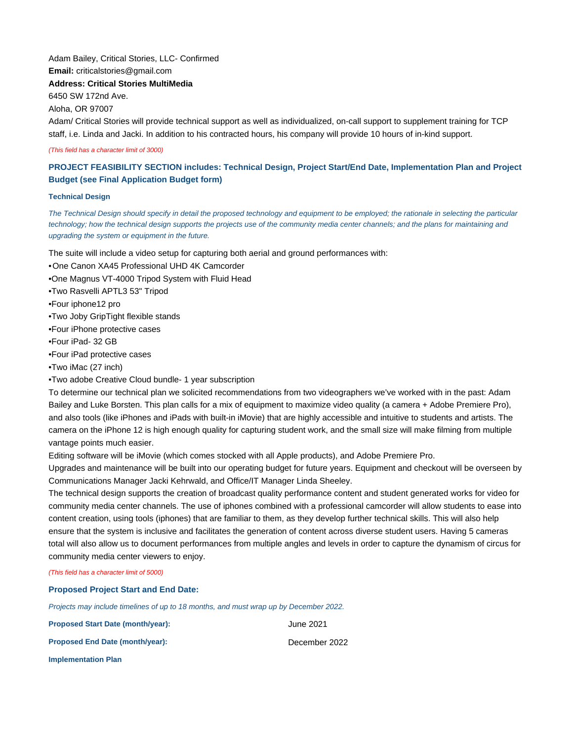Adam Bailey, Critical Stories, LLC- Confirmed

**Email:** criticalstories@gmail.com

**Address: Critical Stories MultiMedia**

6450 SW 172nd Ave.

Aloha, OR 97007

Adam/ Critical Stories will provide technical support as well as individualized, on-call support to supplement training for TCP staff, i.e. Linda and Jacki. In addition to his contracted hours, his company will provide 10 hours of in-kind support.

*(This field has a character limit of 3000)*

### PROJECT FEASIBILITY SECTION includes: Technical Design, Project Start/End Date, Implementation Plan and Project Budget (see Final Application Budget form)

#### Technical Design

*The Technical Design should specify in detail the proposed technology and equipment to be employed; the rationale in selecting the particular technology; how the technical design supports the projects use of the community media center channels; and the plans for maintaining and upgrading the system or equipment in the future.*

The suite will include a video setup for capturing both aerial and ground performances with:

- One Canon XA45 Professional UHD 4K Camcorder
- One Magnus VT-4000 Tripod System with Fluid Head
- Two Rasvelli APTL3 53" Tripod
- Four iphone12 pro
- Two Joby GripTight flexible stands
- Four iPhone protective cases
- Four iPad- 32 GB
- Four iPad protective cases
- Two iMac (27 inch)
- Two adobe Creative Cloud bundle- 1 year subscription

To determine our technical plan we solicited recommendations from two videographers we've worked with in the past: Adam Bailey and Luke Borsten. This plan calls for a mix of equipment to maximize video quality (a camera + Adobe Premiere Pro), and also tools (like iPhones and iPads with built-in iMovie) that are highly accessible and intuitive to students and artists. The camera on the iPhone 12 is high enough quality for capturing student work, and the small size will make filming from multiple vantage points much easier.

Editing software will be iMovie (which comes stocked with all Apple products), and Adobe Premiere Pro.

Upgrades and maintenance will be built into our operating budget for future years. Equipment and checkout will be overseen by Communications Manager Jacki Kehrwald, and Office/IT Manager Linda Sheeley.

The technical design supports the creation of broadcast quality performance content and student generated works for video for community media center channels. The use of iphones combined with a professional camcorder will allow students to ease into content creation, using tools (iphones) that are familiar to them, as they develop further technical skills. This will also help ensure that the system is inclusive and facilitates the generation of content across diverse student users. Having 5 cameras total will also allow us to document performances from multiple angles and levels in order to capture the dynamism of circus for community media center viewers to enjoy.

*(This field has a character limit of 5000)*

### Proposed Project Start and End Date:

*Projects may include timelines of up to 18 months, and must wrap up by December 2022.*

**Proposed Start Date (month/year):** June 2021

**Proposed End Date (month/year):** December 2022

#### Implementation Plan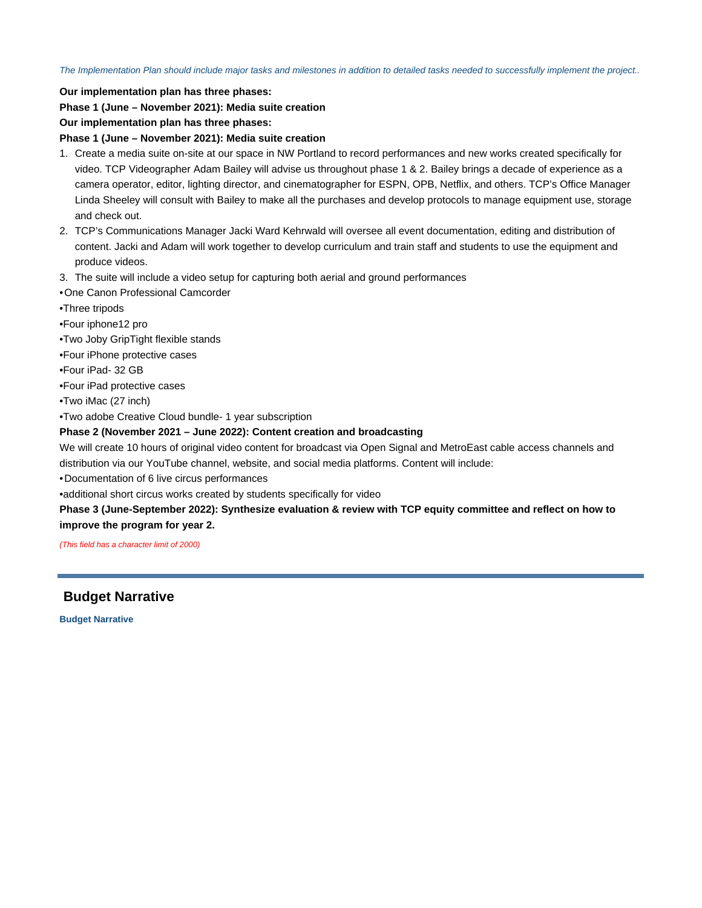*The Implementation Plan should include major tasks and milestones in addition to detailed tasks needed to successfully implement the project..*

**Our implementation plan has three phases:**

**Phase 1 (June – November 2021): Media suite creation**

**Our implementation plan has three phases:**

**Phase 1 (June – November 2021): Media suite creation**

1. Create a media suite on-site at our space in NW Portland to record performances and new works created specifically for video. TCP Videographer Adam Bailey will advise us throughout phase 1 & 2. Bailey brings a decade of experience as a camera operator, editor, lighting director, and cinematographer for ESPN, OPB, Netflix, and others. TCP's Office Manager Linda Sheeley will consult with Bailey to make all the purchases and develop protocols to manage equipment use, storage and check out.
2. TCP's Communications Manager Jacki Ward Kehrwald will oversee all event documentation, editing and distribution of content. Jacki and Adam will work together to develop curriculum and train staff and students to use the equipment and produce videos.
3. The suite will include a video setup for capturing both aerial and ground performances

•One Canon Professional Camcorder

•Three tripods

•Four iphone12 pro

•Two Joby GripTight flexible stands

•Four iPhone protective cases

•Four iPad- 32 GB

•Four iPad protective cases

•Two iMac (27 inch)

•Two adobe Creative Cloud bundle- 1 year subscription

**Phase 2 (November 2021 – June 2022): Content creation and broadcasting**

We will create 10 hours of original video content for broadcast via Open Signal and MetroEast cable access channels and distribution via our YouTube channel, website, and social media platforms. Content will include:

•Documentation of 6 live circus performances

•additional short circus works created by students specifically for video

**Phase 3 (June-September 2022): Synthesize evaluation & review with TCP equity committee and reflect on how to improve the program for year 2.**

*(This field has a character limit of 2000)*

## Budget Narrative

**Budget Narrative**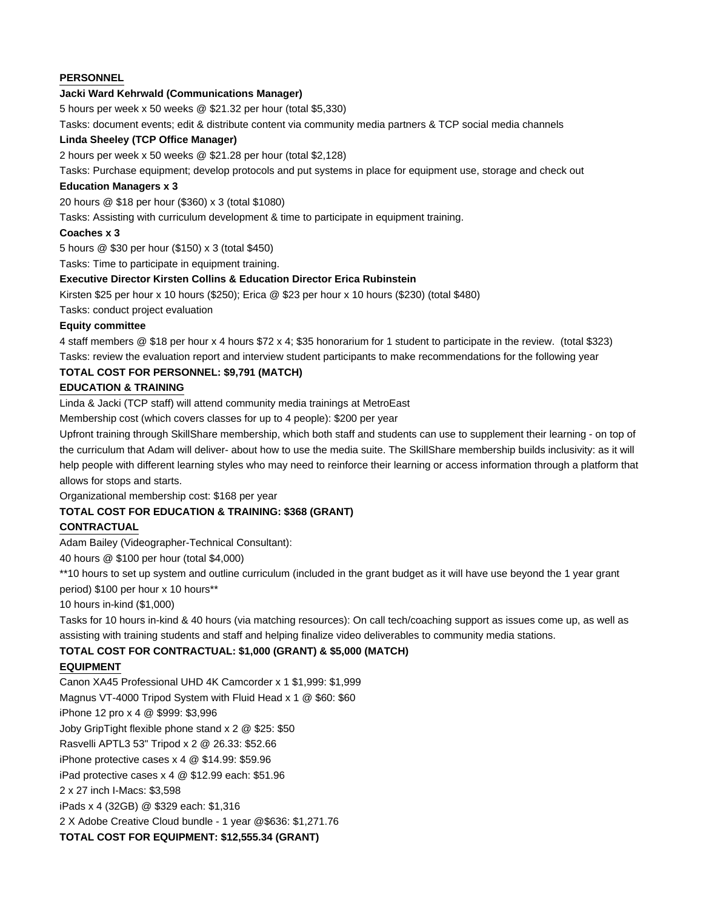**PERSONNEL**

**Jacki Ward Kehrwald (Communications Manager)**

5 hours per week x 50 weeks @ $21.32 per hour (total $5,330)

Tasks: document events; edit & distribute content via community media partners & TCP social media channels

**Linda Sheeley (TCP Office Manager)**

2 hours per week x 50 weeks @ $21.28 per hour (total $2,128)

Tasks: Purchase equipment; develop protocols and put systems in place for equipment use, storage and check out

**Education Managers x 3**

20 hours @ $18 per hour ($360) x 3 (total $1080)

Tasks: Assisting with curriculum development & time to participate in equipment training.

**Coaches x 3**

5 hours @ $30 per hour ($150) x 3 (total $450)

Tasks: Time to participate in equipment training.

**Executive Director Kirsten Collins & Education Director Erica Rubinstein**

Kirsten $25 per hour x 10 hours ($250); Erica @ $23 per hour x 10 hours ($230) (total $480)

Tasks: conduct project evaluation

**Equity committee**

4 staff members @ $18 per hour x 4 hours $72 x 4; $35 honorarium for 1 student to participate in the review. (total $323)

Tasks: review the evaluation report and interview student participants to make recommendations for the following year

**TOTAL COST FOR PERSONNEL: $9,791 (MATCH)**

**EDUCATION & TRAINING**

Linda & Jacki (TCP staff) will attend community media trainings at MetroEast

Membership cost (which covers classes for up to 4 people): $200 per year

Upfront training through SkillShare membership, which both staff and students can use to supplement their learning - on top of the curriculum that Adam will deliver- about how to use the media suite. The SkillShare membership builds inclusivity: as it will help people with different learning styles who may need to reinforce their learning or access information through a platform that allows for stops and starts.

Organizational membership cost: $168 per year

**TOTAL COST FOR EDUCATION & TRAINING: $368 (GRANT)**

**CONTRACTUAL**

Adam Bailey (Videographer-Technical Consultant):

40 hours @ $100 per hour (total $4,000)

**10 hours to set up system and outline curriculum (included in the grant budget as it will have use beyond the 1 year grant period) $100 per hour x 10 hours**

10 hours in-kind ($1,000)

Tasks for 10 hours in-kind & 40 hours (via matching resources): On call tech/coaching support as issues come up, as well as assisting with training students and staff and helping finalize video deliverables to community media stations.

**TOTAL COST FOR CONTRACTUAL: $1,000 (GRANT) & $5,000 (MATCH)**

**EQUIPMENT**

Canon XA45 Professional UHD 4K Camcorder x 1 $1,999: $1,999

Magnus VT-4000 Tripod System with Fluid Head x 1 @ $60: $60

iPhone 12 pro x 4 @ $999: $3,996

Joby GripTight flexible phone stand x 2 @ $25: $50

Rasvelli APTL3 53" Tripod x 2 @ 26.33: $52.66

iPhone protective cases x 4 @ $14.99: $59.96

iPad protective cases x 4 @ $12.99 each: $51.96

2 x 27 inch I-Macs: $3,598

iPads x 4 (32GB) @ $329 each: $1,316

2 X Adobe Creative Cloud bundle - 1 year @$636: $1,271.76

**TOTAL COST FOR EQUIPMENT: $12,555.34 (GRANT)**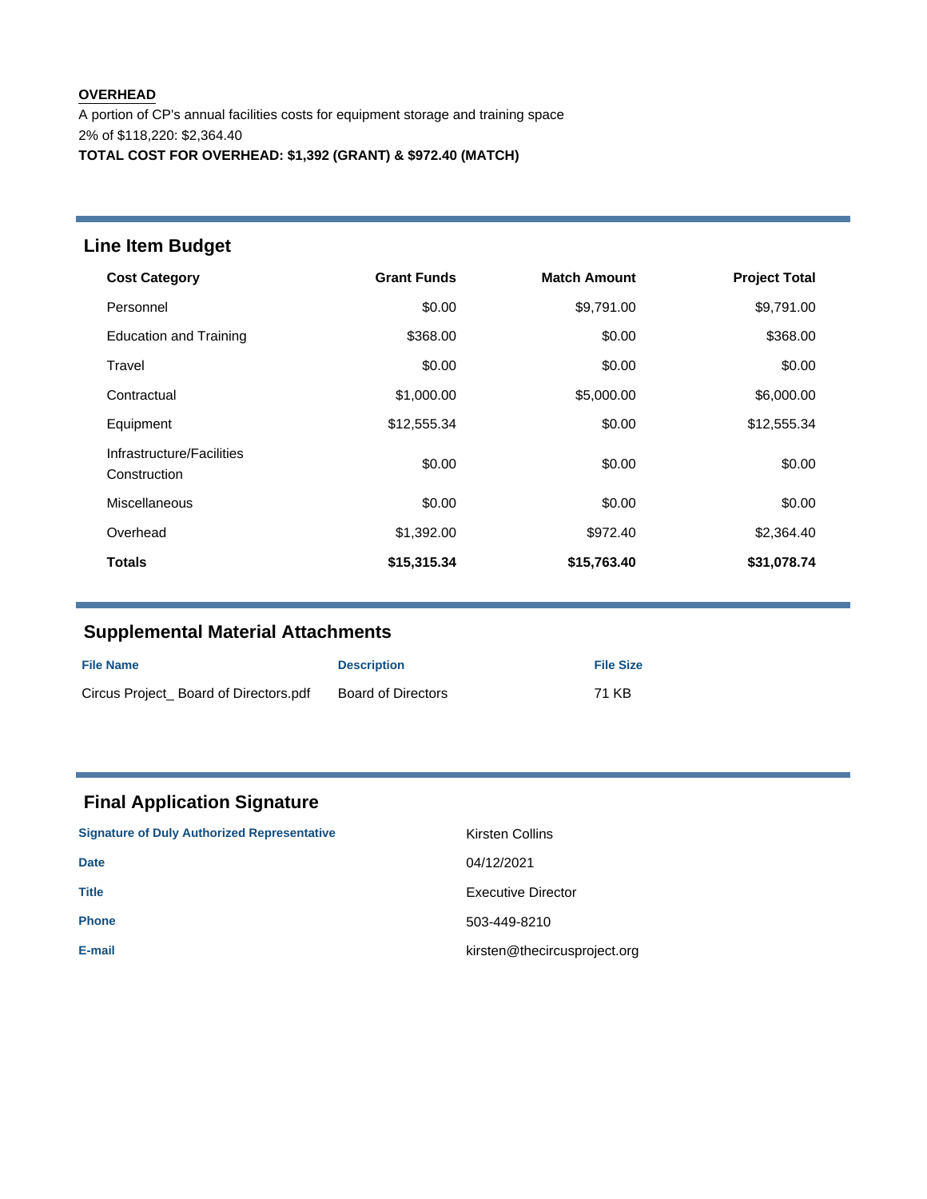**OVERHEAD**

A portion of CP's annual facilities costs for equipment storage and training space
2% of $118,220: $2,364.40
**TOTAL COST FOR OVERHEAD: $1,392 (GRANT) & $972.40 (MATCH)**

## Line Item Budget

| Cost Category | Grant Funds | Match Amount | Project Total |
|---|---|---|---|
| Personnel | $0.00 | $9,791.00 | $9,791.00 |
| Education and Training | $368.00 | $0.00 | $368.00 |
| Travel | $0.00 | $0.00 | $0.00 |
| Contractual | $1,000.00 | $5,000.00 | $6,000.00 |
| Equipment | $12,555.34 | $0.00 | $12,555.34 |
| Infrastructure/Facilities Construction | $0.00 | $0.00 | $0.00 |
| Miscellaneous | $0.00 | $0.00 | $0.00 |
| Overhead | $1,392.00 | $972.40 | $2,364.40 |
| **Totals** | **$15,315.34** | **$15,763.40** | **$31,078.74** |

## Supplemental Material Attachments

| File Name | Description | File Size |
|---|---|---|
| Circus Project_ Board of Directors.pdf | Board of Directors | 71 KB |

## Final Application Signature

| | |
|---|---|
| **Signature of Duly Authorized Representative** | Kirsten Collins |
| **Date** | 04/12/2021 |
| **Title** | Executive Director |
| **Phone** | 503-449-8210 |
| **E-mail** | kirsten@thecircusproject.org |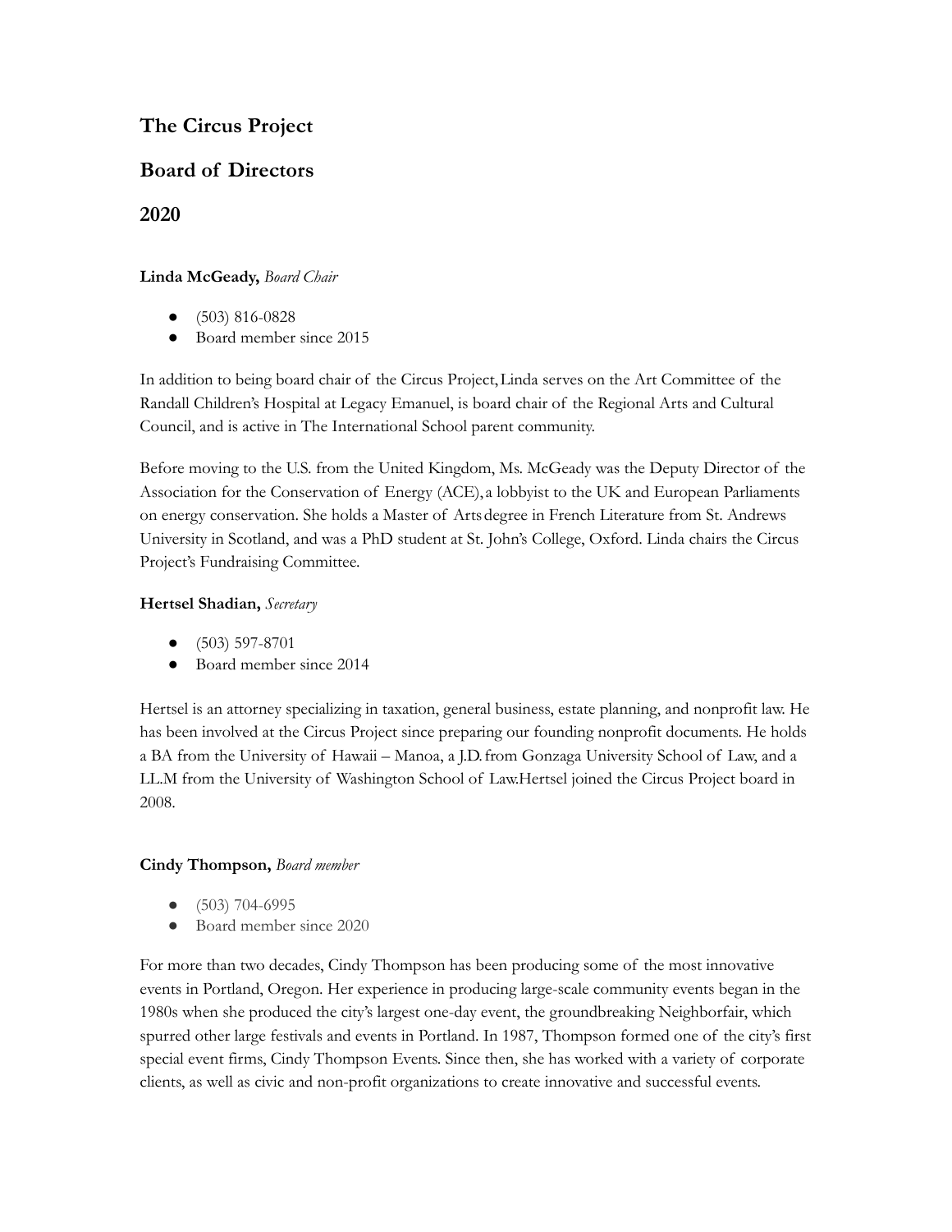## The Circus Project

## Board of Directors

## 2020

**Linda McGeady,** *Board Chair*

- (503) 816-0828
- Board member since 2015

In addition to being board chair of the Circus Project, Linda serves on the Art Committee of the Randall Children's Hospital at Legacy Emanuel, is board chair of the Regional Arts and Cultural Council, and is active in The International School parent community.

Before moving to the U.S. from the United Kingdom, Ms. McGeady was the Deputy Director of the Association for the Conservation of Energy (ACE), a lobbyist to the UK and European Parliaments on energy conservation. She holds a Master of Arts degree in French Literature from St. Andrews University in Scotland, and was a PhD student at St. John's College, Oxford. Linda chairs the Circus Project's Fundraising Committee.

**Hertsel Shadian,** *Secretary*

- (503) 597-8701
- Board member since 2014

Hertsel is an attorney specializing in taxation, general business, estate planning, and nonprofit law. He has been involved at the Circus Project since preparing our founding nonprofit documents. He holds a BA from the University of Hawaii – Manoa, a J.D. from Gonzaga University School of Law, and a LL.M from the University of Washington School of Law.Hertsel joined the Circus Project board in 2008.

**Cindy Thompson,** *Board member*

- (503) 704-6995
- Board member since 2020

For more than two decades, Cindy Thompson has been producing some of the most innovative events in Portland, Oregon. Her experience in producing large-scale community events began in the 1980s when she produced the city's largest one-day event, the groundbreaking Neighborfair, which spurred other large festivals and events in Portland. In 1987, Thompson formed one of the city's first special event firms, Cindy Thompson Events. Since then, she has worked with a variety of corporate clients, as well as civic and non-profit organizations to create innovative and successful events.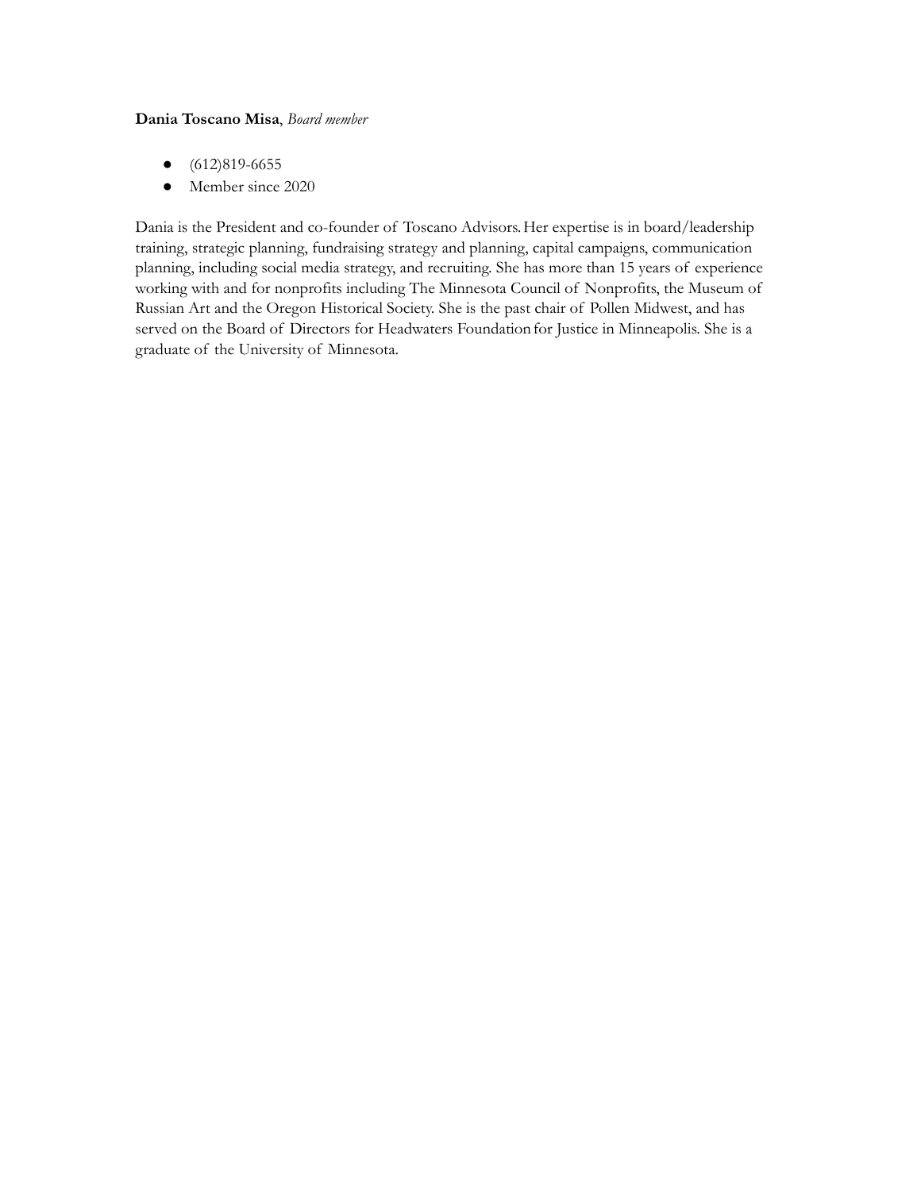**Dania Toscano Misa**, *Board member*

- (612)819-6655
- Member since 2020

Dania is the President and co-founder of Toscano Advisors. Her expertise is in board/leadership training, strategic planning, fundraising strategy and planning, capital campaigns, communication planning, including social media strategy, and recruiting. She has more than 15 years of experience working with and for nonprofits including The Minnesota Council of Nonprofits, the Museum of Russian Art and the Oregon Historical Society. She is the past chair of Pollen Midwest, and has served on the Board of Directors for Headwaters Foundation for Justice in Minneapolis. She is a graduate of the University of Minnesota.